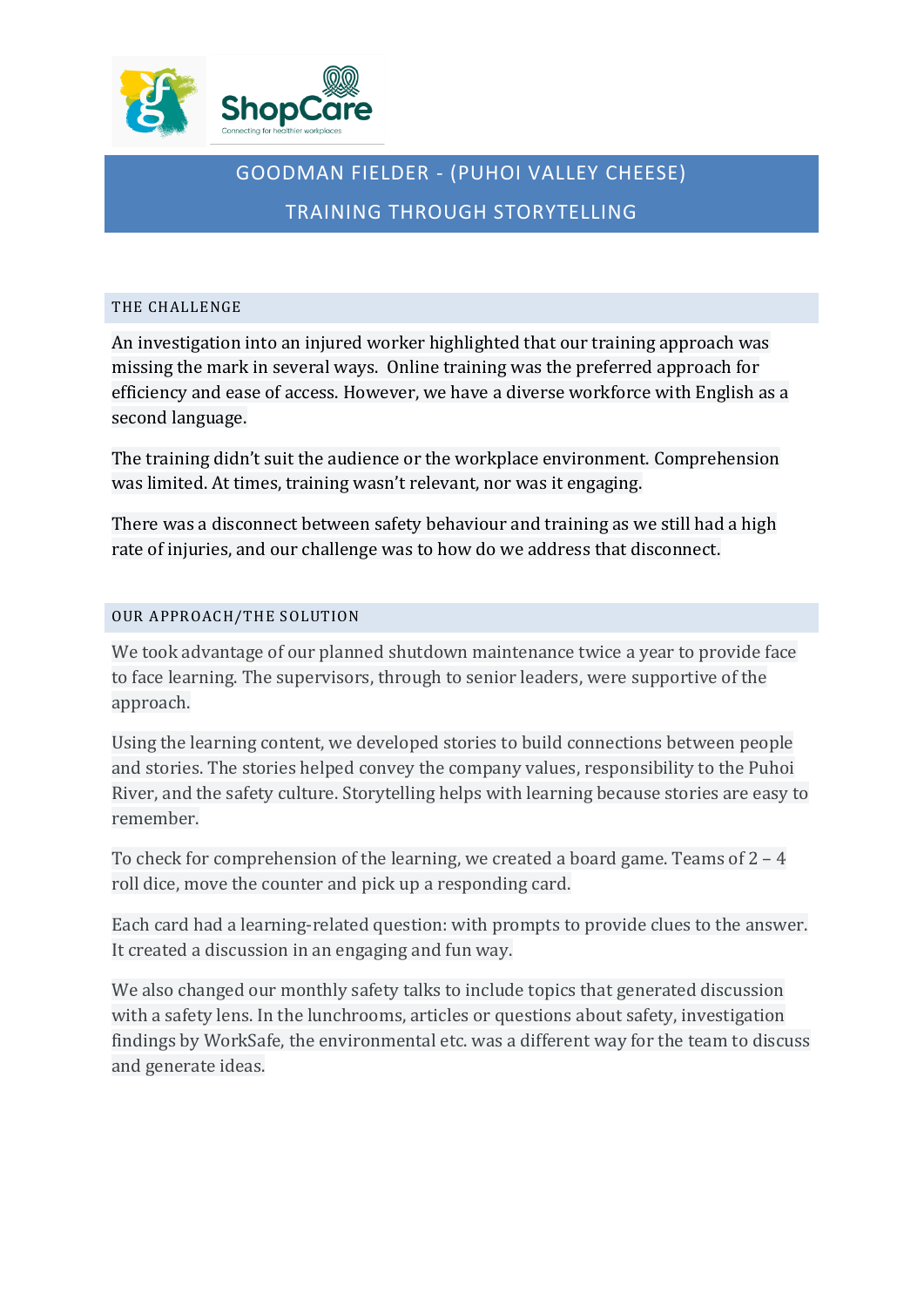# GOODMAN FIELDER - (PUHOI VALLEY CHEESE)

# TRAINING THROUGH STORYTELLING

## THE CHALLENGE

An investigation into an injured worker highlighted that our training approach was missing the mark in several ways. Online training was the preferred approach for efficiency and ease of access. However, we have a diverse workforce with English as a second language.

The training didn't suit the audience or the workplace environment. Comprehension was limited. At times, training wasn't relevant, nor was it engaging.

There was a disconnect between safety behaviour and training as we still had a high rate of injuries, and our challenge was to how do we address that disconnect.

## OUR APPROACH/THE SOLUTION

We took advantage of our planned shutdown maintenance twice a year to provide face to face learning. The supervisors, through to senior leaders, were supportive of the approach.

Using the learning content, we developed stories to build connections between people and stories. The stories helped convey the company values, responsibility to the Puhoi River, and the safety culture. Storytelling helps with learning because stories are easy to remember.

To check for comprehension of the learning, we created a board game. Teams of 2 – 4 roll dice, move the counter and pick up a responding card.

Each card had a learning-related question: with prompts to provide clues to the answer. It created a discussion in an engaging and fun way.

We also changed our monthly safety talks to include topics that generated discussion with a safety lens. In the lunchrooms, articles or questions about safety, investigation findings by WorkSafe, the environmental etc. was a different way for the team to discuss and generate ideas.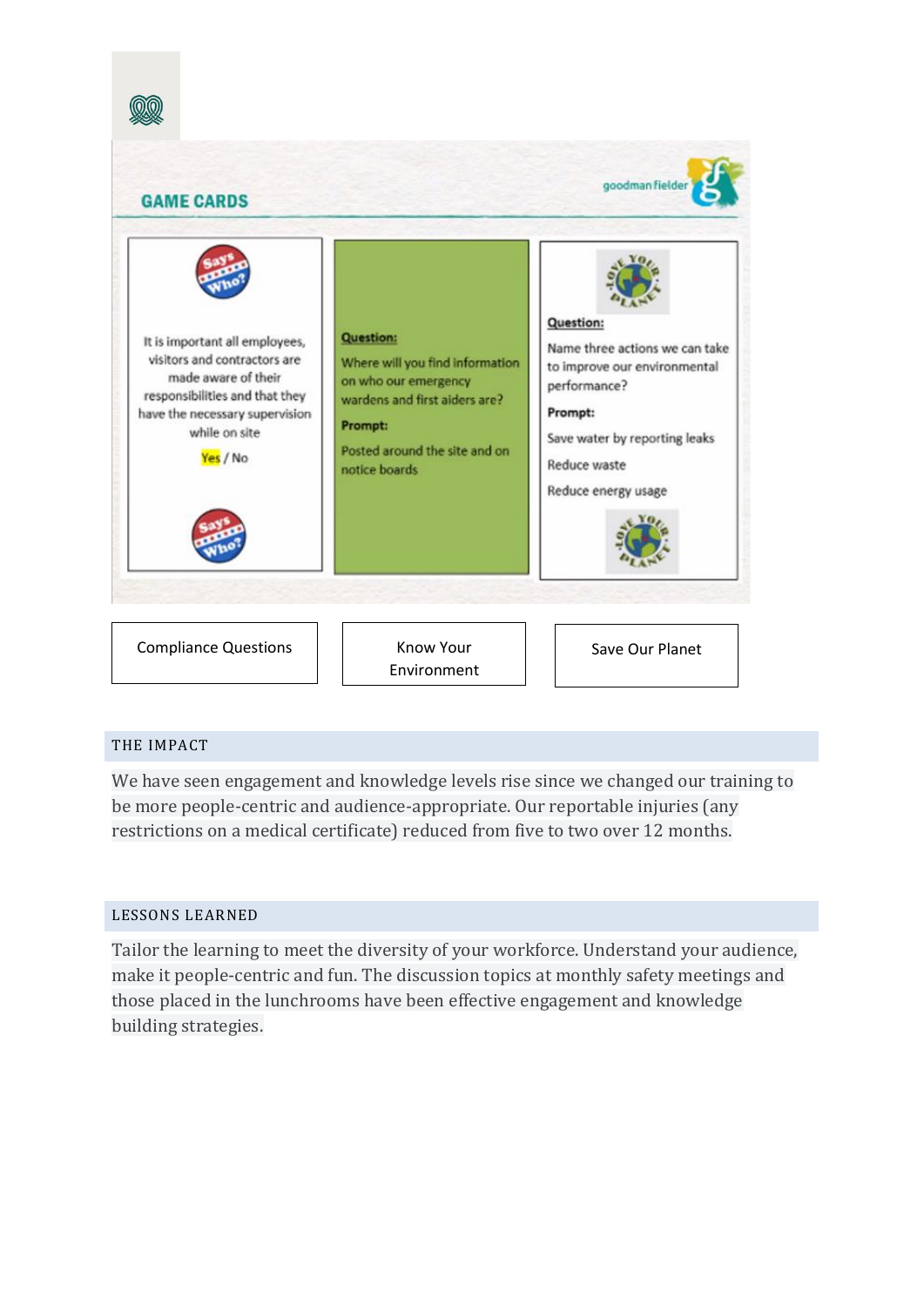GAME CARDS

goodman fielder

Says Who?

It is important all employees, visitors and contractors are made aware of their responsibilities and that they have the necessary supervision while on site

Yes / No

**Question:**

Where will you find information on who our emergency wardens and first aiders are?

**Prompt:**

Posted around the site and on notice boards

**Question:**

Name three actions we can take to improve our environmental performance?

**Prompt:**

Save water by reporting leaks

Reduce waste

Reduce energy usage

Compliance Questions

Know Your Environment

Save Our Planet

## THE IMPACT

We have seen engagement and knowledge levels rise since we changed our training to be more people-centric and audience-appropriate. Our reportable injuries (any restrictions on a medical certificate) reduced from five to two over 12 months.

## LESSONS LEARNED

Tailor the learning to meet the diversity of your workforce. Understand your audience, make it people-centric and fun. The discussion topics at monthly safety meetings and those placed in the lunchrooms have been effective engagement and knowledge building strategies.